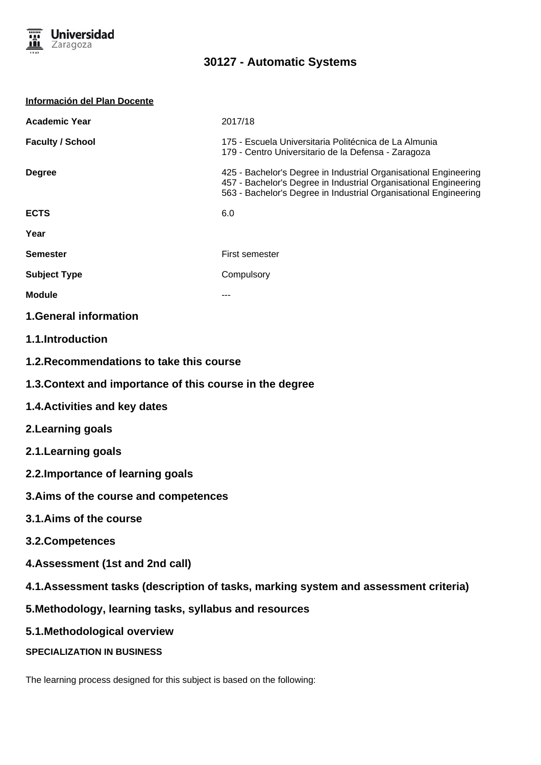# 30127 - Automatic Systems

**Información del Plan Docente**

| | |
|---|---|
| **Academic Year** | 2017/18 |
| **Faculty / School** | 175 - Escuela Universitaria Politécnica de La Almunia<br>179 - Centro Universitario de la Defensa - Zaragoza |
| **Degree** | 425 - Bachelor's Degree in Industrial Organisational Engineering<br>457 - Bachelor's Degree in Industrial Organisational Engineering<br>563 - Bachelor's Degree in Industrial Organisational Engineering |
| **ECTS** | 6.0 |
| **Year** | |
| **Semester** | First semester |
| **Subject Type** | Compulsory |
| **Module** | --- |

## 1.General information

### 1.1.Introduction

### 1.2.Recommendations to take this course

### 1.3.Context and importance of this course in the degree

### 1.4.Activities and key dates

## 2.Learning goals

### 2.1.Learning goals

### 2.2.Importance of learning goals

## 3.Aims of the course and competences

### 3.1.Aims of the course

### 3.2.Competences

## 4.Assessment (1st and 2nd call)

### 4.1.Assessment tasks (description of tasks, marking system and assessment criteria)

## 5.Methodology, learning tasks, syllabus and resources

### 5.1.Methodological overview

**SPECIALIZATION IN BUSINESS**

The learning process designed for this subject is based on the following: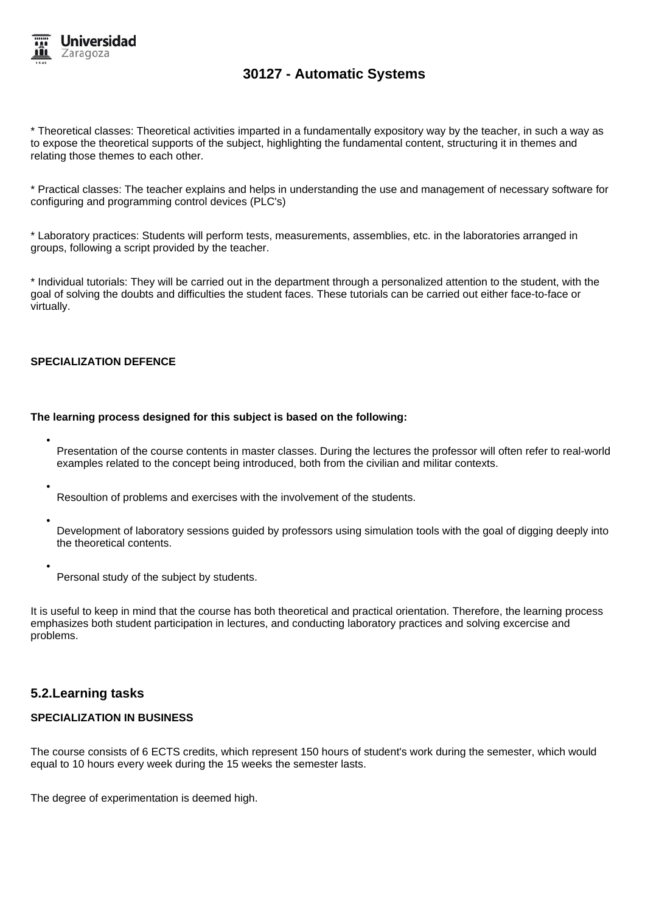* Theoretical classes: Theoretical activities imparted in a fundamentally expository way by the teacher, in such a way as to expose the theoretical supports of the subject, highlighting the fundamental content, structuring it in themes and relating those themes to each other.

* Practical classes: The teacher explains and helps in understanding the use and management of necessary software for configuring and programming control devices (PLC's)

* Laboratory practices: Students will perform tests, measurements, assemblies, etc. in the laboratories arranged in groups, following a script provided by the teacher.

* Individual tutorials: They will be carried out in the department through a personalized attention to the student, with the goal of solving the doubts and difficulties the student faces. These tutorials can be carried out either face-to-face or virtually.

**SPECIALIZATION DEFENCE**

**The learning process designed for this subject is based on the following:**

- Presentation of the course contents in master classes. During the lectures the professor will often refer to real-world examples related to the concept being introduced, both from the civilian and militar contexts.
- Resoultion of problems and exercises with the involvement of the students.
- Development of laboratory sessions guided by professors using simulation tools with the goal of digging deeply into the theoretical contents.
- Personal study of the subject by students.

It is useful to keep in mind that the course has both theoretical and practical orientation. Therefore, the learning process emphasizes both student participation in lectures, and conducting laboratory practices and solving excercise and problems.

## 5.2.Learning tasks

**SPECIALIZATION IN BUSINESS**

The course consists of 6 ECTS credits, which represent 150 hours of student's work during the semester, which would equal to 10 hours every week during the 15 weeks the semester lasts.

The degree of experimentation is deemed high.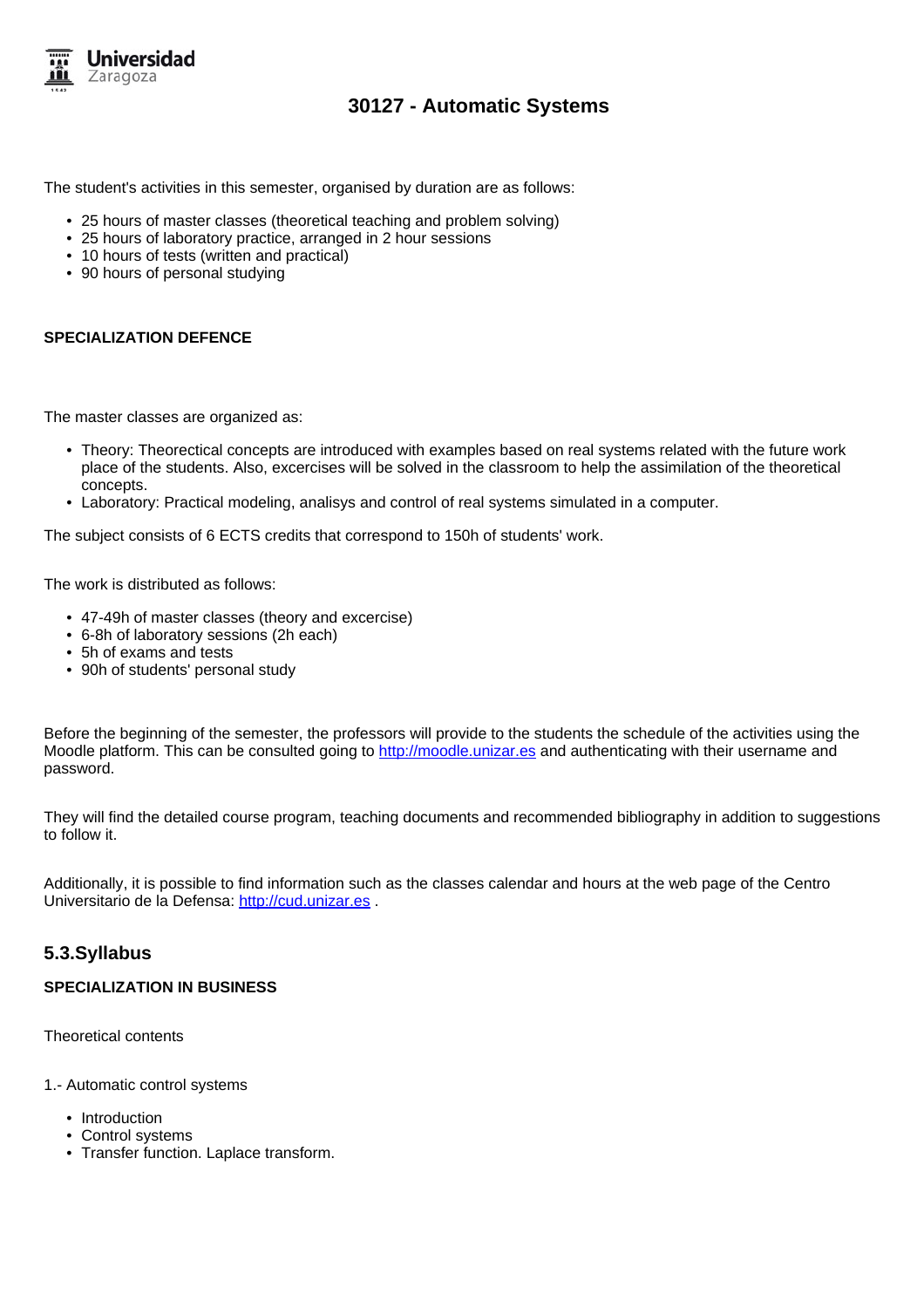# 30127 - Automatic Systems

The student's activities in this semester, organised by duration are as follows:

- 25 hours of master classes (theoretical teaching and problem solving)
- 25 hours of laboratory practice, arranged in 2 hour sessions
- 10 hours of tests (written and practical)
- 90 hours of personal studying

**SPECIALIZATION DEFENCE**

The master classes are organized as:

- Theory: Theorectical concepts are introduced with examples based on real systems related with the future work place of the students. Also, excercises will be solved in the classroom to help the assimilation of the theoretical concepts.
- Laboratory: Practical modeling, analisys and control of real systems simulated in a computer.

The subject consists of 6 ECTS credits that correspond to 150h of students' work.

The work is distributed as follows:

- 47-49h of master classes (theory and excercise)
- 6-8h of laboratory sessions (2h each)
- 5h of exams and tests
- 90h of students' personal study

Before the beginning of the semester, the professors will provide to the students the schedule of the activities using the Moodle platform. This can be consulted going to http://moodle.unizar.es and authenticating with their username and password.

They will find the detailed course program, teaching documents and recommended bibliography in addition to suggestions to follow it.

Additionally, it is possible to find information such as the classes calendar and hours at the web page of the Centro Universitario de la Defensa: http://cud.unizar.es .

## 5.3.Syllabus

**SPECIALIZATION IN BUSINESS**

Theoretical contents

1.- Automatic control systems

- Introduction
- Control systems
- Transfer function. Laplace transform.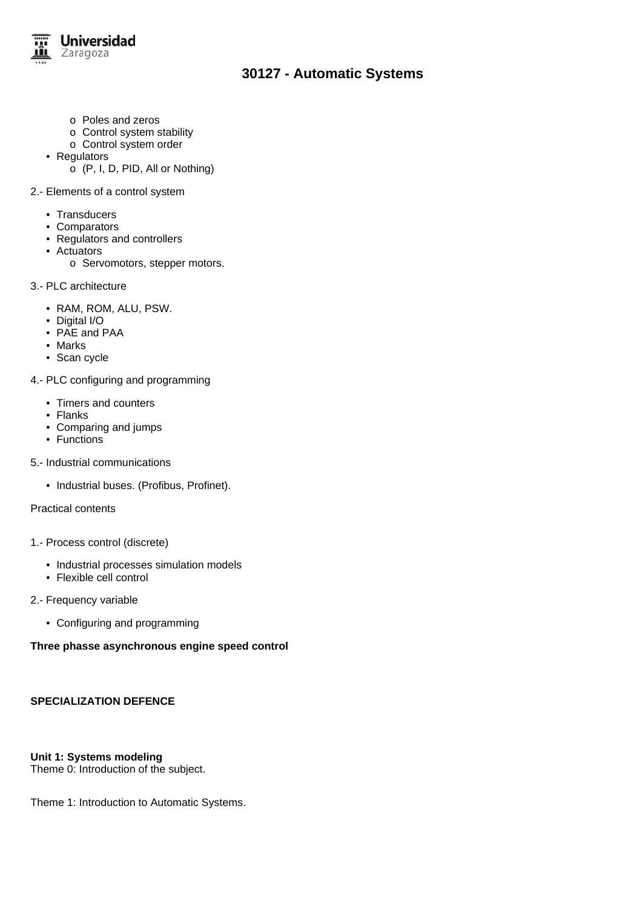- Poles and zeros
  - Control system stability
  - Control system order
- Regulators
  - (P, I, D, PID, All or Nothing)

2.- Elements of a control system

- Transducers
- Comparators
- Regulators and controllers
- Actuators
  - Servomotors, stepper motors.

3.- PLC architecture

- RAM, ROM, ALU, PSW.
- Digital I/O
- PAE and PAA
- Marks
- Scan cycle

4.- PLC configuring and programming

- Timers and counters
- Flanks
- Comparing and jumps
- Functions

5.- Industrial communications

- Industrial buses. (Profibus, Profinet).

Practical contents

1.- Process control (discrete)

- Industrial processes simulation models
- Flexible cell control

2.- Frequency variable

- Configuring and programming

**Three phasse asynchronous engine speed control**

**SPECIALIZATION DEFENCE**

**Unit 1: Systems modeling**
Theme 0: Introduction of the subject.

Theme 1: Introduction to Automatic Systems.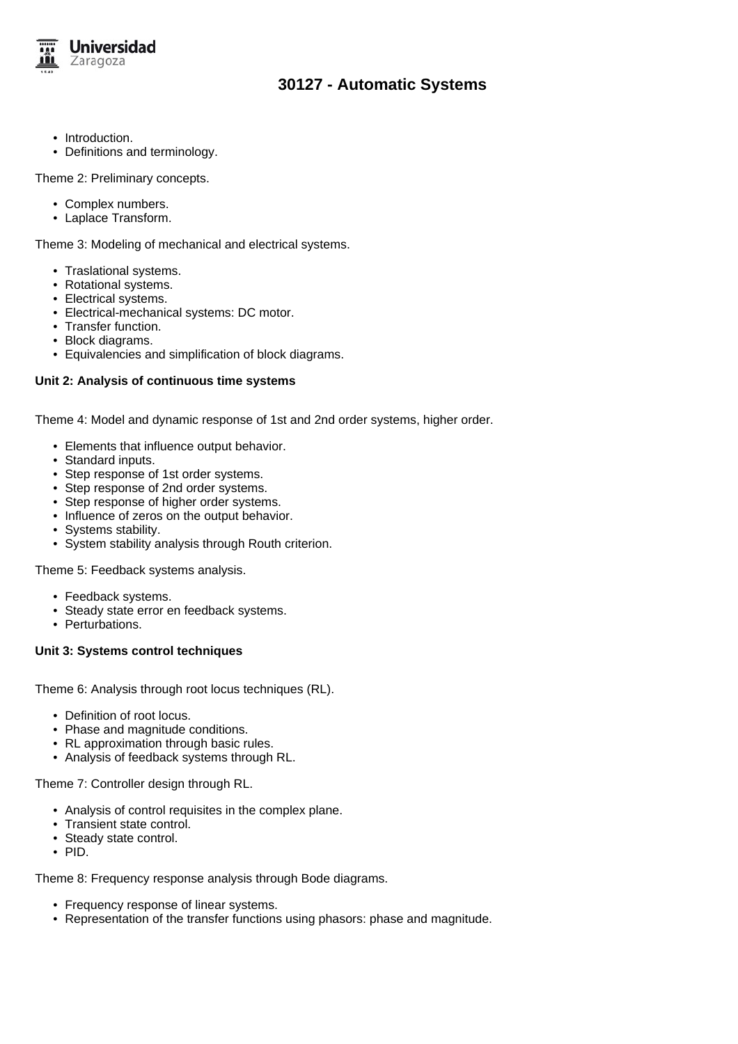- Introduction.
- Definitions and terminology.

Theme 2: Preliminary concepts.

- Complex numbers.
- Laplace Transform.

Theme 3: Modeling of mechanical and electrical systems.

- Traslational systems.
- Rotational systems.
- Electrical systems.
- Electrical-mechanical systems: DC motor.
- Transfer function.
- Block diagrams.
- Equivalencies and simplification of block diagrams.

**Unit 2: Analysis of continuous time systems**

Theme 4: Model and dynamic response of 1st and 2nd order systems, higher order.

- Elements that influence output behavior.
- Standard inputs.
- Step response of 1st order systems.
- Step response of 2nd order systems.
- Step response of higher order systems.
- Influence of zeros on the output behavior.
- Systems stability.
- System stability analysis through Routh criterion.

Theme 5: Feedback systems analysis.

- Feedback systems.
- Steady state error en feedback systems.
- Perturbations.

**Unit 3: Systems control techniques**

Theme 6: Analysis through root locus techniques (RL).

- Definition of root locus.
- Phase and magnitude conditions.
- RL approximation through basic rules.
- Analysis of feedback systems through RL.

Theme 7: Controller design through RL.

- Analysis of control requisites in the complex plane.
- Transient state control.
- Steady state control.
- PID.

Theme 8: Frequency response analysis through Bode diagrams.

- Frequency response of linear systems.
- Representation of the transfer functions using phasors: phase and magnitude.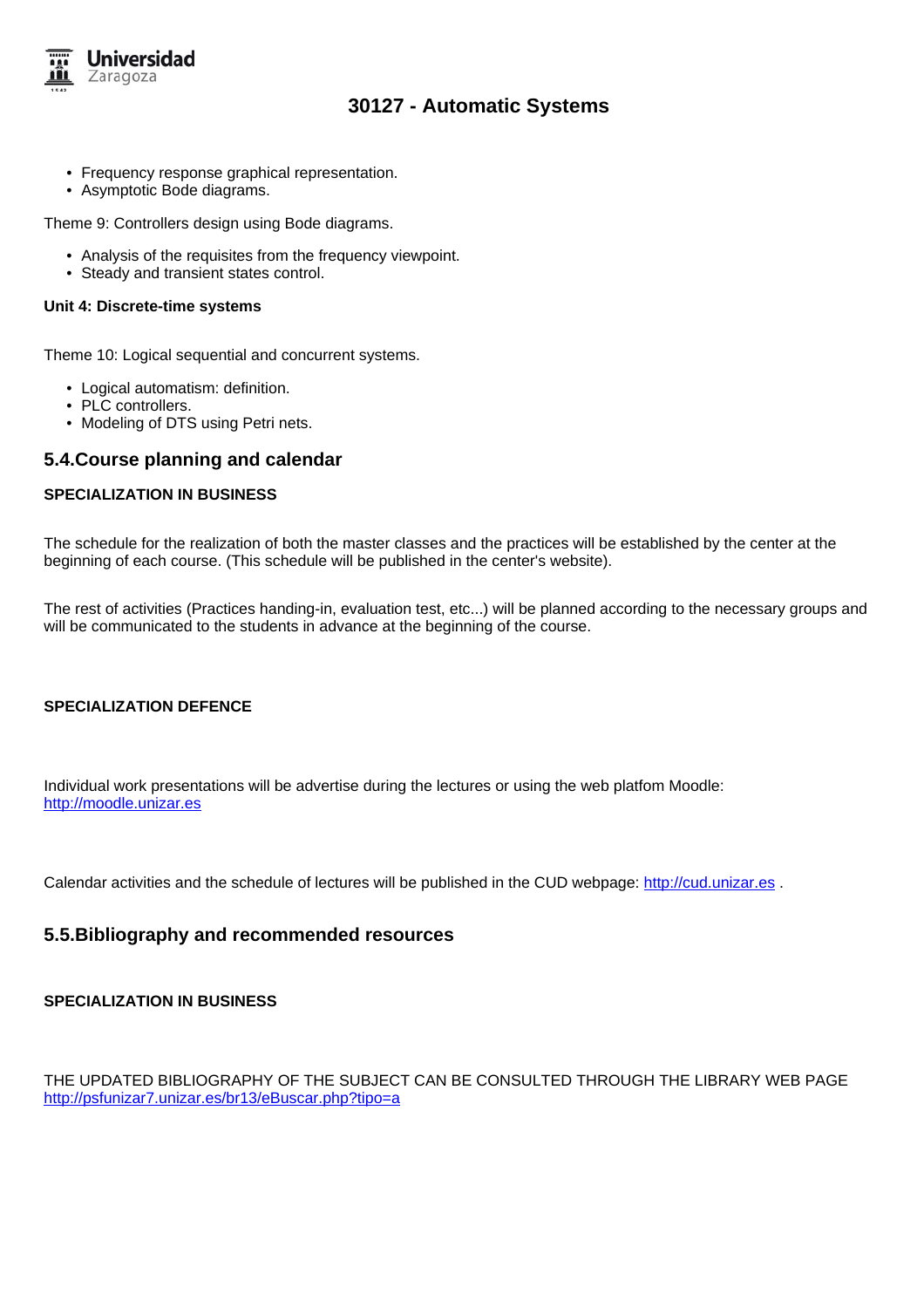- Frequency response graphical representation.
- Asymptotic Bode diagrams.

Theme 9: Controllers design using Bode diagrams.

- Analysis of the requisites from the frequency viewpoint.
- Steady and transient states control.

**Unit 4: Discrete-time systems**

Theme 10: Logical sequential and concurrent systems.

- Logical automatism: definition.
- PLC controllers.
- Modeling of DTS using Petri nets.

## 5.4.Course planning and calendar

**SPECIALIZATION IN BUSINESS**

The schedule for the realization of both the master classes and the practices will be established by the center at the beginning of each course. (This schedule will be published in the center's website).

The rest of activities (Practices handing-in, evaluation test, etc...) will be planned according to the necessary groups and will be communicated to the students in advance at the beginning of the course.

**SPECIALIZATION DEFENCE**

Individual work presentations will be advertise during the lectures or using the web platfom Moodle: [http://moodle.unizar.es](http://moodle.unizar.es)

Calendar activities and the schedule of lectures will be published in the CUD webpage: [http://cud.unizar.es](http://cud.unizar.es) .

## 5.5.Bibliography and recommended resources

**SPECIALIZATION IN BUSINESS**

THE UPDATED BIBLIOGRAPHY OF THE SUBJECT CAN BE CONSULTED THROUGH THE LIBRARY WEB PAGE [http://psfunizar7.unizar.es/br13/eBuscar.php?tipo=a](http://psfunizar7.unizar.es/br13/eBuscar.php?tipo=a)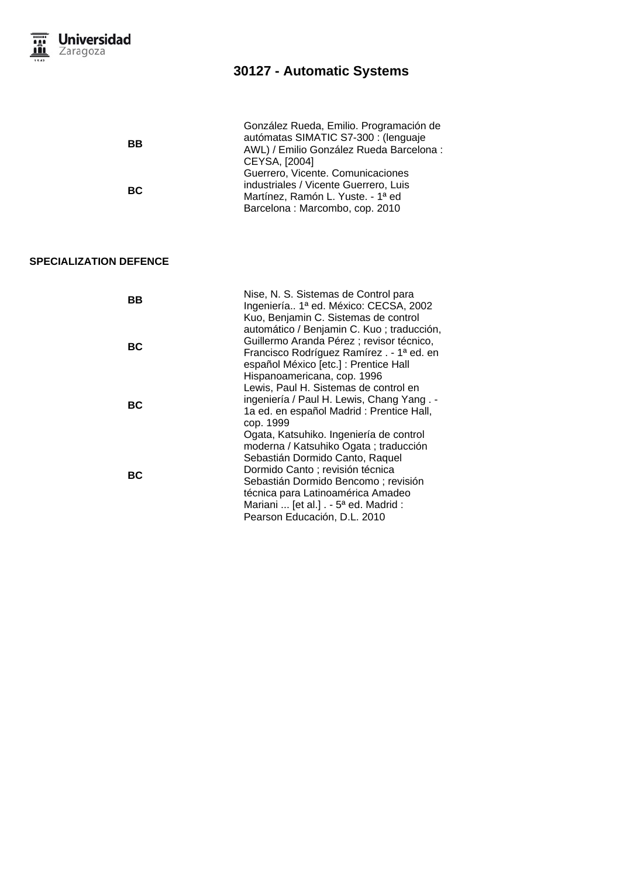# 30127 - Automatic Systems

| | |
|---|---|
| BB | González Rueda, Emilio. Programación de autómatas SIMATIC S7-300 : (lenguaje AWL) / Emilio González Rueda Barcelona : CEYSA, [2004] |
| BC | Guerrero, Vicente. Comunicaciones industriales / Vicente Guerrero, Luis Martínez, Ramón L. Yuste. - 1ª ed Barcelona : Marcombo, cop. 2010 |

**SPECIALIZATION DEFENCE**

| | |
|---|---|
| BB | Nise, N. S. Sistemas de Control para Ingeniería.. 1ª ed. México: CECSA, 2002 |
| BC | Kuo, Benjamin C. Sistemas de control automático / Benjamin C. Kuo ; traducción, Guillermo Aranda Pérez ; revisor técnico, Francisco Rodríguez Ramírez . - 1ª ed. en español México [etc.] : Prentice Hall Hispanoamericana, cop. 1996 |
| BC | Lewis, Paul H. Sistemas de control en ingeniería / Paul H. Lewis, Chang Yang . - 1a ed. en español Madrid : Prentice Hall, cop. 1999 |
| BC | Ogata, Katsuhiko. Ingeniería de control moderna / Katsuhiko Ogata ; traducción Sebastián Dormido Canto, Raquel Dormido Canto ; revisión técnica Sebastián Dormido Bencomo ; revisión técnica para Latinoamérica Amadeo Mariani ... [et al.] . - 5ª ed. Madrid : Pearson Educación, D.L. 2010 |